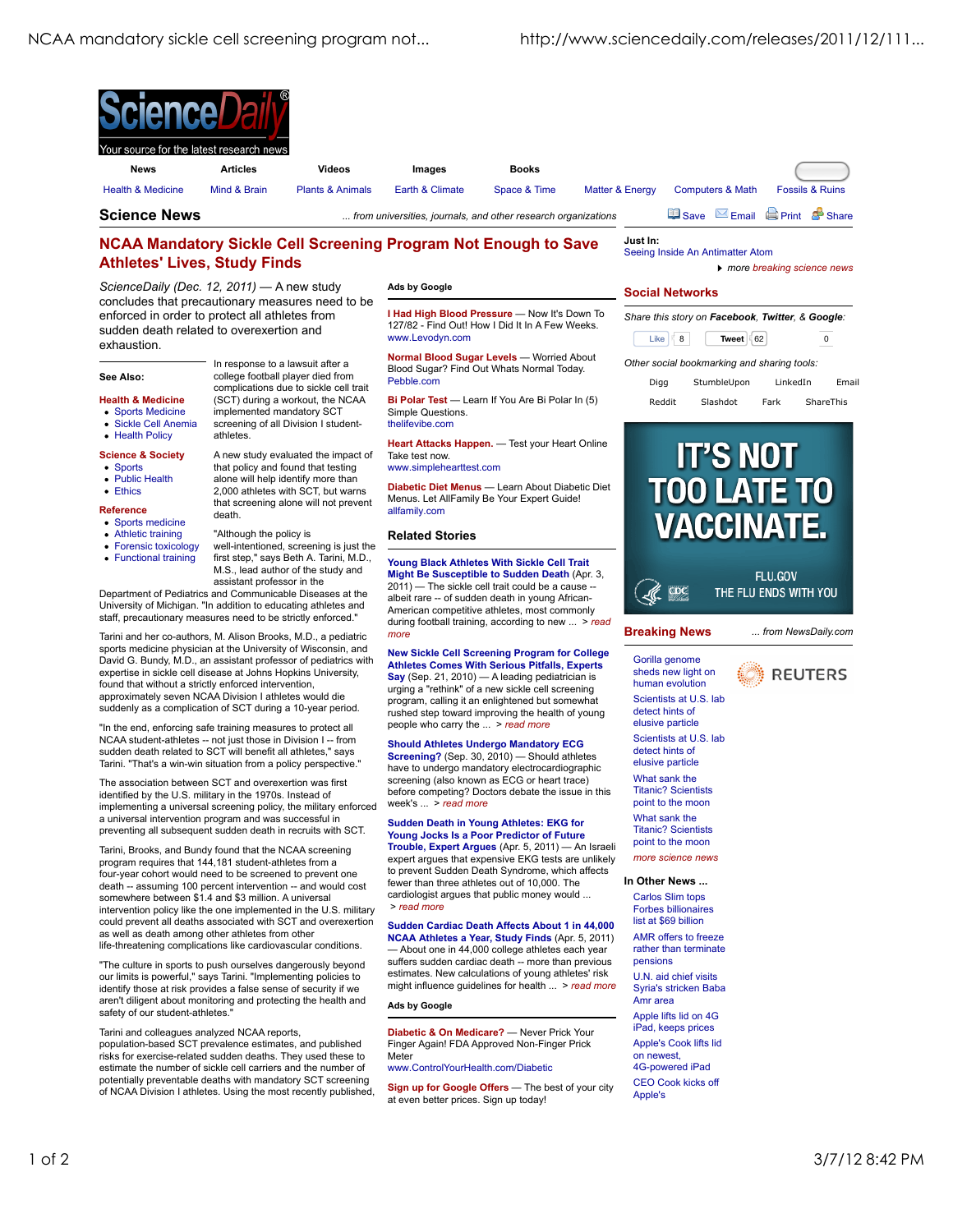# NCAA Mandatory Sickle Cell Screening Program Not Enough to Save Athletes' Lives, Study Finds

*ScienceDaily (Dec. 12, 2011)* — A new study concludes that precautionary measures need to be enforced in order to protect all athletes from sudden death related to overexertion and exhaustion.

In response to a lawsuit after a college football player died from complications due to sickle cell trait (SCT) during a workout, the NCAA implemented mandatory SCT screening of all Division I student-athletes.

A new study evaluated the impact of that policy and found that testing alone will help identify more than 2,000 athletes with SCT, but warns that screening alone will not prevent death.

"Although the policy is well-intentioned, screening is just the first step," says Beth A. Tarini, M.D., M.S., lead author of the study and assistant professor in the Department of Pediatrics and Communicable Diseases at the University of Michigan. "In addition to educating athletes and staff, precautionary measures need to be strictly enforced."

Tarini and her co-authors, M. Alison Brooks, M.D., a pediatric sports medicine physician at the University of Wisconsin, and David G. Bundy, M.D., an assistant professor of pediatrics with expertise in sickle cell disease at Johns Hopkins University, found that without a strictly enforced intervention, approximately seven NCAA Division I athletes would die suddenly as a complication of SCT during a 10-year period.

"In the end, enforcing safe training measures to protect all NCAA student-athletes -- not just those in Division I -- from sudden death related to SCT will benefit all athletes," says Tarini. "That's a win-win situation from a policy perspective."

The association between SCT and overexertion was first identified by the U.S. military in the 1970s. Instead of implementing a universal screening policy, the military enforced a universal intervention program and was successful in preventing all subsequent sudden death in recruits with SCT.

Tarini, Brooks, and Bundy found that the NCAA screening program requires that 144,181 student-athletes from a four-year cohort would need to be screened to prevent one death -- assuming 100 percent intervention -- and would cost somewhere between $1.4 and $3 million. A universal intervention policy like the one implemented in the U.S. military could prevent all deaths associated with SCT and overexertion as well as death among other athletes from other life-threatening complications like cardiovascular conditions.

"The culture in sports to push ourselves dangerously beyond our limits is powerful," says Tarini. "Implementing policies to identify those at risk provides a false sense of security if we aren't diligent about monitoring and protecting the health and safety of our student-athletes."

Tarini and colleagues analyzed NCAA reports, population-based SCT prevalence estimates, and published risks for exercise-related sudden deaths. They used these to estimate the number of sickle cell carriers and the number of potentially preventable deaths with mandatory SCT screening of NCAA Division I athletes. Using the most recently published,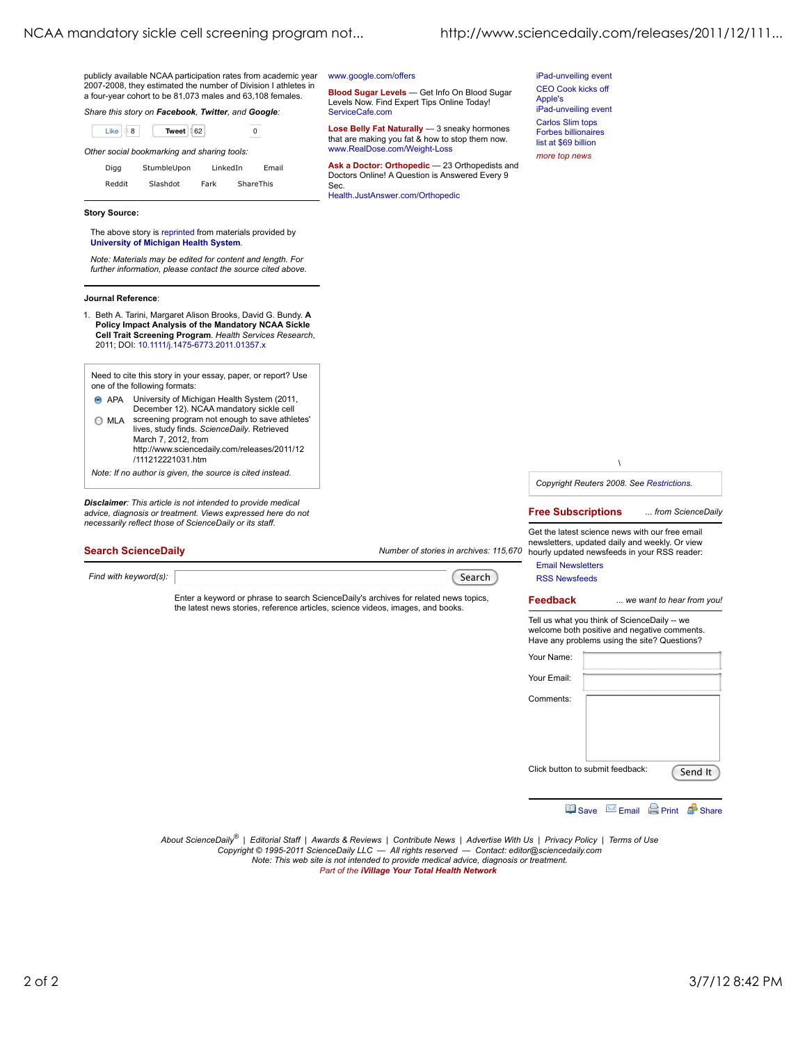publicly available NCAA participation rates from academic year 2007-2008, they estimated the number of Division I athletes in a four-year cohort to be 81,073 males and 63,108 females.

*Share this story on **Facebook**, **Twitter**, and **Google**:*

Like 8 Tweet 62 0

*Other social bookmarking and sharing tools:*

Digg StumbleUpon LinkedIn Email
Reddit Slashdot Fark ShareThis

**Story Source:**

The above story is reprinted from materials provided by **University of Michigan Health System**.

*Note: Materials may be edited for content and length. For further information, please contact the source cited above.*

**Journal Reference**:

1. Beth A. Tarini, Margaret Alison Brooks, David G. Bundy. **A Policy Impact Analysis of the Mandatory NCAA Sickle Cell Trait Screening Program**. *Health Services Research*, 2011; DOI: 10.1111/j.1475-6773.2011.01357.x

Need to cite this story in your essay, paper, or report? Use one of the following formats:

- APA
- MLA

University of Michigan Health System (2011, December 12). NCAA mandatory sickle cell screening program not enough to save athletes' lives, study finds. *ScienceDaily*. Retrieved March 7, 2012, from http://www.sciencedaily.com/releases/2011/12/111212221031.htm

*Note: If no author is given, the source is cited instead.*

***Disclaimer**: This article is not intended to provide medical advice, diagnosis or treatment. Views expressed here do not necessarily reflect those of ScienceDaily or its staff.*

www.google.com/offers

**Blood Sugar Levels** — Get Info On Blood Sugar Levels Now. Find Expert Tips Online Today!
ServiceCafe.com

**Lose Belly Fat Naturally** — 3 sneaky hormones that are making you fat & how to stop them now.
www.RealDose.com/Weight-Loss

**Ask a Doctor: Orthopedic** — 23 Orthopedists and Doctors Online! A Question is Answered Every 9 Sec.
Health.JustAnswer.com/Orthopedic

iPad-unveiling event
CEO Cook kicks off Apple's iPad-unveiling event
Carlos Slim tops Forbes billionaires list at $69 billion
*more top news*

*Copyright Reuters 2008. See Restrictions.*

## Search ScienceDaily

*Number of stories in archives: 115,670*

*Find with keyword(s):* Search

Enter a keyword or phrase to search ScienceDaily's archives for related news topics, the latest news stories, reference articles, science videos, images, and books.

## Free Subscriptions

*... from ScienceDaily*

Get the latest science news with our free email newsletters, updated daily and weekly. Or view hourly updated newsfeeds in your RSS reader:

- Email Newsletters
- RSS Newsfeeds

## Feedback

*... we want to hear from you!*

Tell us what you think of ScienceDaily -- we welcome both positive and negative comments. Have any problems using the site? Questions?

Your Name:

Your Email:

Comments:

Click button to submit feedback: Send It

Save Email Print Share

*About ScienceDaily® | Editorial Staff | Awards & Reviews | Contribute News | Advertise With Us | Privacy Policy | Terms of Use*
*Copyright © 1995-2011 ScienceDaily LLC — All rights reserved — Contact: editor@sciencedaily.com*
*Note: This web site is not intended to provide medical advice, diagnosis or treatment.*
*Part of the **iVillage Your Total Health Network***